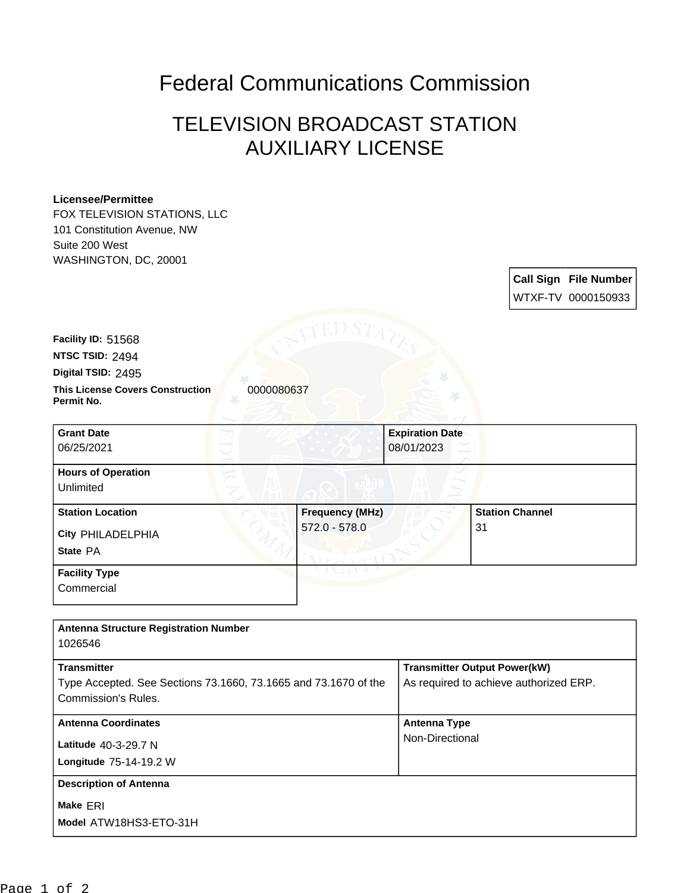# Federal Communications Commission

## TELEVISION BROADCAST STATION AUXILIARY LICENSE

**Licensee/Permittee**
FOX TELEVISION STATIONS, LLC
101 Constitution Avenue, NW
Suite 200 West
WASHINGTON, DC, 20001

| Call Sign | File Number |
| --- | --- |
| WTXF-TV | 0000150933 |

**Facility ID:** 51568
**NTSC TSID:** 2494
**Digital TSID:** 2495
**This License Covers Construction Permit No.** 0000080637

| Grant Date | Expiration Date |
| --- | --- |
| 06/25/2021 | 08/01/2023 |

**Hours of Operation**
Unlimited

| Station Location | Frequency (MHz) | Station Channel |
| --- | --- | --- |
| City PHILADELPHIA<br>State PA | 572.0 - 578.0 | 31 |

**Facility Type**
Commercial

**Antenna Structure Registration Number**
1026546

| Transmitter | Transmitter Output Power(kW) |
| --- | --- |
| Type Accepted. See Sections 73.1660, 73.1665 and 73.1670 of the Commission's Rules. | As required to achieve authorized ERP. |

| Antenna Coordinates | Antenna Type |
| --- | --- |
| Latitude 40-3-29.7 N<br>Longitude 75-14-19.2 W | Non-Directional |

**Description of Antenna**
Make ERI
Model ATW18HS3-ETO-31H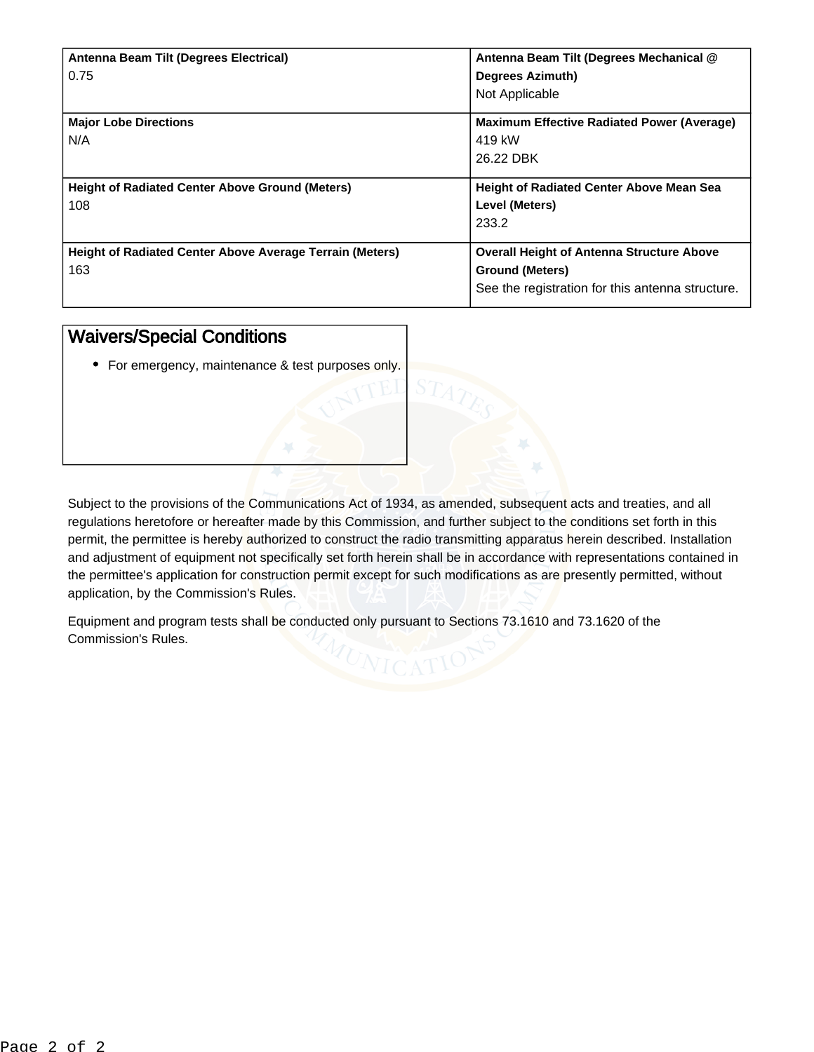| | |
|---|---|
| **Antenna Beam Tilt (Degrees Electrical)**<br>0.75 | **Antenna Beam Tilt (Degrees Mechanical @ Degrees Azimuth)**<br>Not Applicable |
| **Major Lobe Directions**<br>N/A | **Maximum Effective Radiated Power (Average)**<br>419 kW<br>26.22 DBK |
| **Height of Radiated Center Above Ground (Meters)**<br>108 | **Height of Radiated Center Above Mean Sea Level (Meters)**<br>233.2 |
| **Height of Radiated Center Above Average Terrain (Meters)**<br>163 | **Overall Height of Antenna Structure Above Ground (Meters)**<br>See the registration for this antenna structure. |

## Waivers/Special Conditions

- For emergency, maintenance & test purposes only.

Subject to the provisions of the Communications Act of 1934, as amended, subsequent acts and treaties, and all regulations heretofore or hereafter made by this Commission, and further subject to the conditions set forth in this permit, the permittee is hereby authorized to construct the radio transmitting apparatus herein described. Installation and adjustment of equipment not specifically set forth herein shall be in accordance with representations contained in the permittee's application for construction permit except for such modifications as are presently permitted, without application, by the Commission's Rules.

Equipment and program tests shall be conducted only pursuant to Sections 73.1610 and 73.1620 of the Commission's Rules.